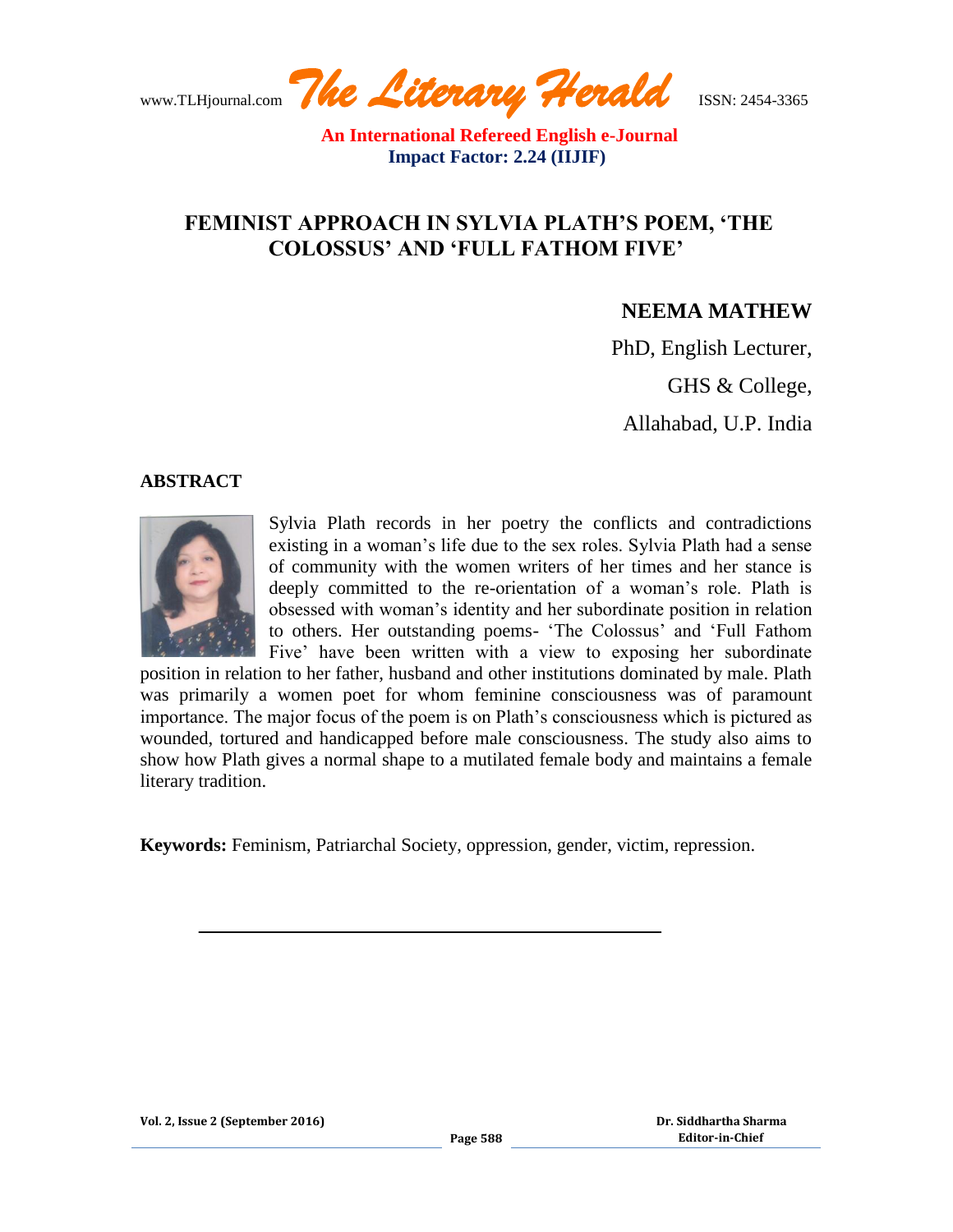# FEMINIST APPROACH IN SYLVIA PLATH'S POEM, 'THE COLOSSUS' AND 'FULL FATHOM FIVE'

**NEEMA MATHEW**

PhD, English Lecturer,

GHS & College,

Allahabad, U.P. India

## ABSTRACT

Sylvia Plath records in her poetry the conflicts and contradictions existing in a woman's life due to the sex roles. Sylvia Plath had a sense of community with the women writers of her times and her stance is deeply committed to the re-orientation of a woman's role. Plath is obsessed with woman's identity and her subordinate position in relation to others. Her outstanding poems- 'The Colossus' and 'Full Fathom Five' have been written with a view to exposing her subordinate position in relation to her father, husband and other institutions dominated by male. Plath was primarily a women poet for whom feminine consciousness was of paramount importance. The major focus of the poem is on Plath's consciousness which is pictured as wounded, tortured and handicapped before male consciousness. The study also aims to show how Plath gives a normal shape to a mutilated female body and maintains a female literary tradition.

**Keywords:** Feminism, Patriarchal Society, oppression, gender, victim, repression.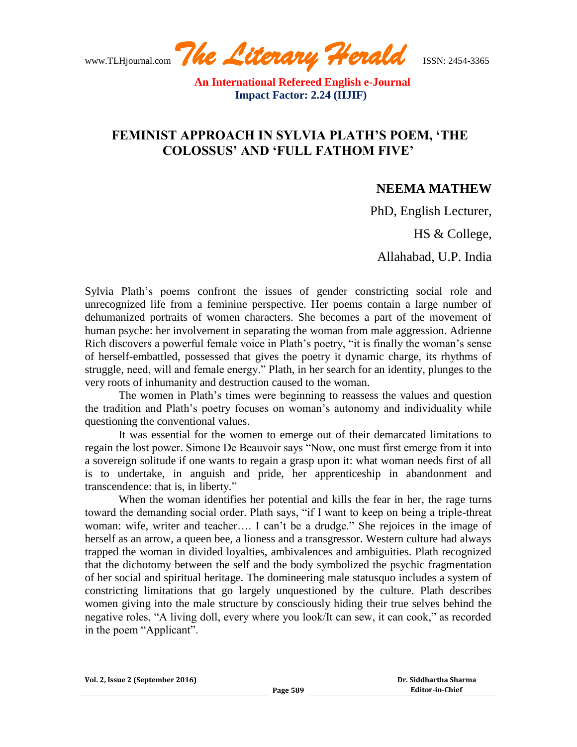# FEMINIST APPROACH IN SYLVIA PLATH'S POEM, 'THE COLOSSUS' AND 'FULL FATHOM FIVE'

**NEEMA MATHEW**

PhD, English Lecturer,

HS & College,

Allahabad, U.P. India

Sylvia Plath's poems confront the issues of gender constricting social role and unrecognized life from a feminine perspective. Her poems contain a large number of dehumanized portraits of women characters. She becomes a part of the movement of human psyche: her involvement in separating the woman from male aggression. Adrienne Rich discovers a powerful female voice in Plath's poetry, "it is finally the woman's sense of herself-embattled, possessed that gives the poetry it dynamic charge, its rhythms of struggle, need, will and female energy." Plath, in her search for an identity, plunges to the very roots of inhumanity and destruction caused to the woman.

The women in Plath's times were beginning to reassess the values and question the tradition and Plath's poetry focuses on woman's autonomy and individuality while questioning the conventional values.

It was essential for the women to emerge out of their demarcated limitations to regain the lost power. Simone De Beauvoir says "Now, one must first emerge from it into a sovereign solitude if one wants to regain a grasp upon it: what woman needs first of all is to undertake, in anguish and pride, her apprenticeship in abandonment and transcendence: that is, in liberty."

When the woman identifies her potential and kills the fear in her, the rage turns toward the demanding social order. Plath says, "if I want to keep on being a triple-threat woman: wife, writer and teacher…. I can't be a drudge." She rejoices in the image of herself as an arrow, a queen bee, a lioness and a transgressor. Western culture had always trapped the woman in divided loyalties, ambivalences and ambiguities. Plath recognized that the dichotomy between the self and the body symbolized the psychic fragmentation of her social and spiritual heritage. The domineering male statusquo includes a system of constricting limitations that go largely unquestioned by the culture. Plath describes women giving into the male structure by consciously hiding their true selves behind the negative roles, "A living doll, every where you look/It can sew, it can cook," as recorded in the poem "Applicant".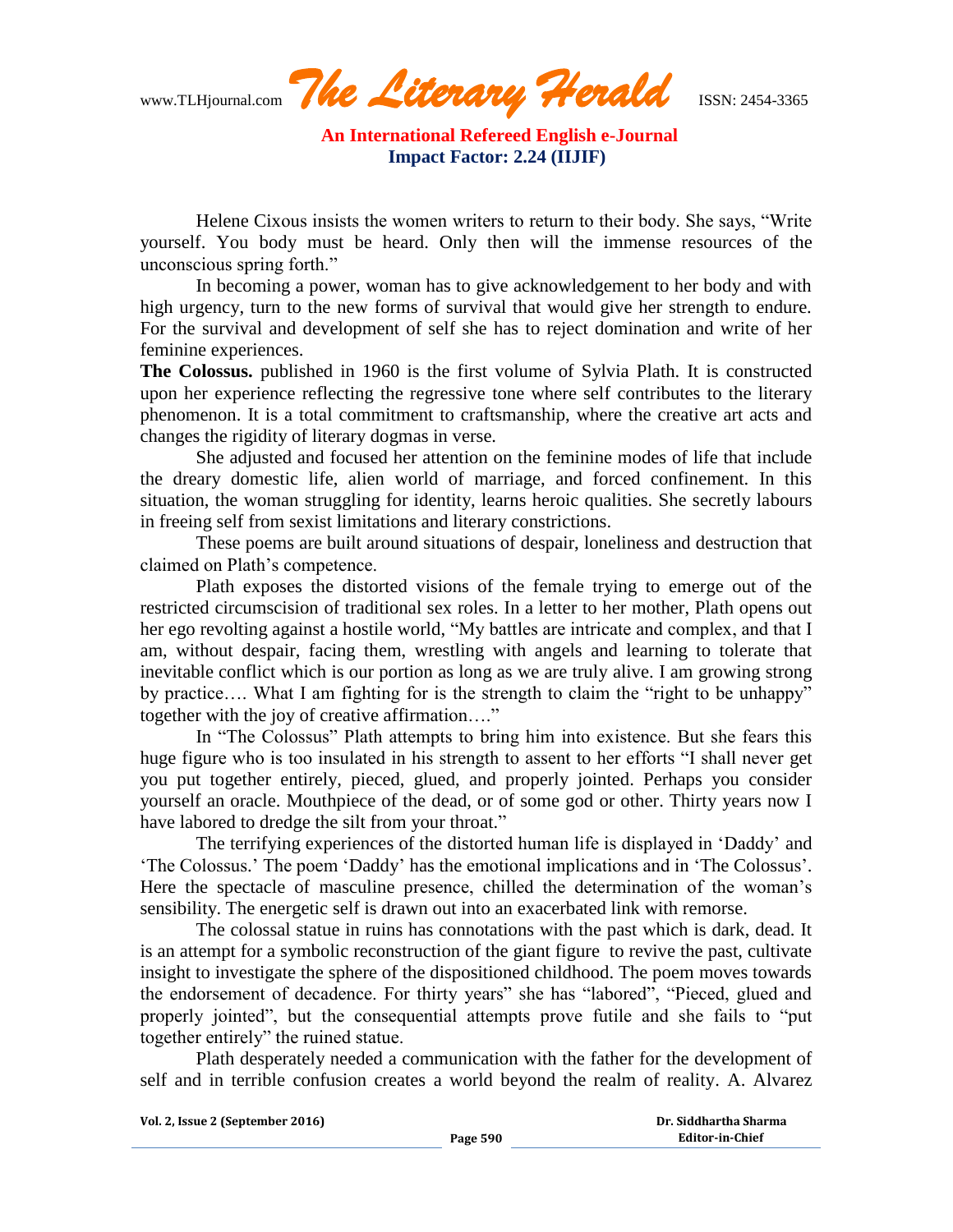Helene Cixous insists the women writers to return to their body. She says, "Write yourself. You body must be heard. Only then will the immense resources of the unconscious spring forth."

In becoming a power, woman has to give acknowledgement to her body and with high urgency, turn to the new forms of survival that would give her strength to endure. For the survival and development of self she has to reject domination and write of her feminine experiences.

**The Colossus.** published in 1960 is the first volume of Sylvia Plath. It is constructed upon her experience reflecting the regressive tone where self contributes to the literary phenomenon. It is a total commitment to craftsmanship, where the creative art acts and changes the rigidity of literary dogmas in verse.

She adjusted and focused her attention on the feminine modes of life that include the dreary domestic life, alien world of marriage, and forced confinement. In this situation, the woman struggling for identity, learns heroic qualities. She secretly labours in freeing self from sexist limitations and literary constrictions.

These poems are built around situations of despair, loneliness and destruction that claimed on Plath's competence.

Plath exposes the distorted visions of the female trying to emerge out of the restricted circumscision of traditional sex roles. In a letter to her mother, Plath opens out her ego revolting against a hostile world, "My battles are intricate and complex, and that I am, without despair, facing them, wrestling with angels and learning to tolerate that inevitable conflict which is our portion as long as we are truly alive. I am growing strong by practice…. What I am fighting for is the strength to claim the "right to be unhappy" together with the joy of creative affirmation…."

In "The Colossus" Plath attempts to bring him into existence. But she fears this huge figure who is too insulated in his strength to assent to her efforts "I shall never get you put together entirely, pieced, glued, and properly jointed. Perhaps you consider yourself an oracle. Mouthpiece of the dead, or of some god or other. Thirty years now I have labored to dredge the silt from your throat."

The terrifying experiences of the distorted human life is displayed in 'Daddy' and 'The Colossus.' The poem 'Daddy' has the emotional implications and in 'The Colossus'. Here the spectacle of masculine presence, chilled the determination of the woman's sensibility. The energetic self is drawn out into an exacerbated link with remorse.

The colossal statue in ruins has connotations with the past which is dark, dead. It is an attempt for a symbolic reconstruction of the giant figure to revive the past, cultivate insight to investigate the sphere of the dispositioned childhood. The poem moves towards the endorsement of decadence. For thirty years" she has "labored", "Pieced, glued and properly jointed", but the consequential attempts prove futile and she fails to "put together entirely" the ruined statue.

Plath desperately needed a communication with the father for the development of self and in terrible confusion creates a world beyond the realm of reality. A. Alvarez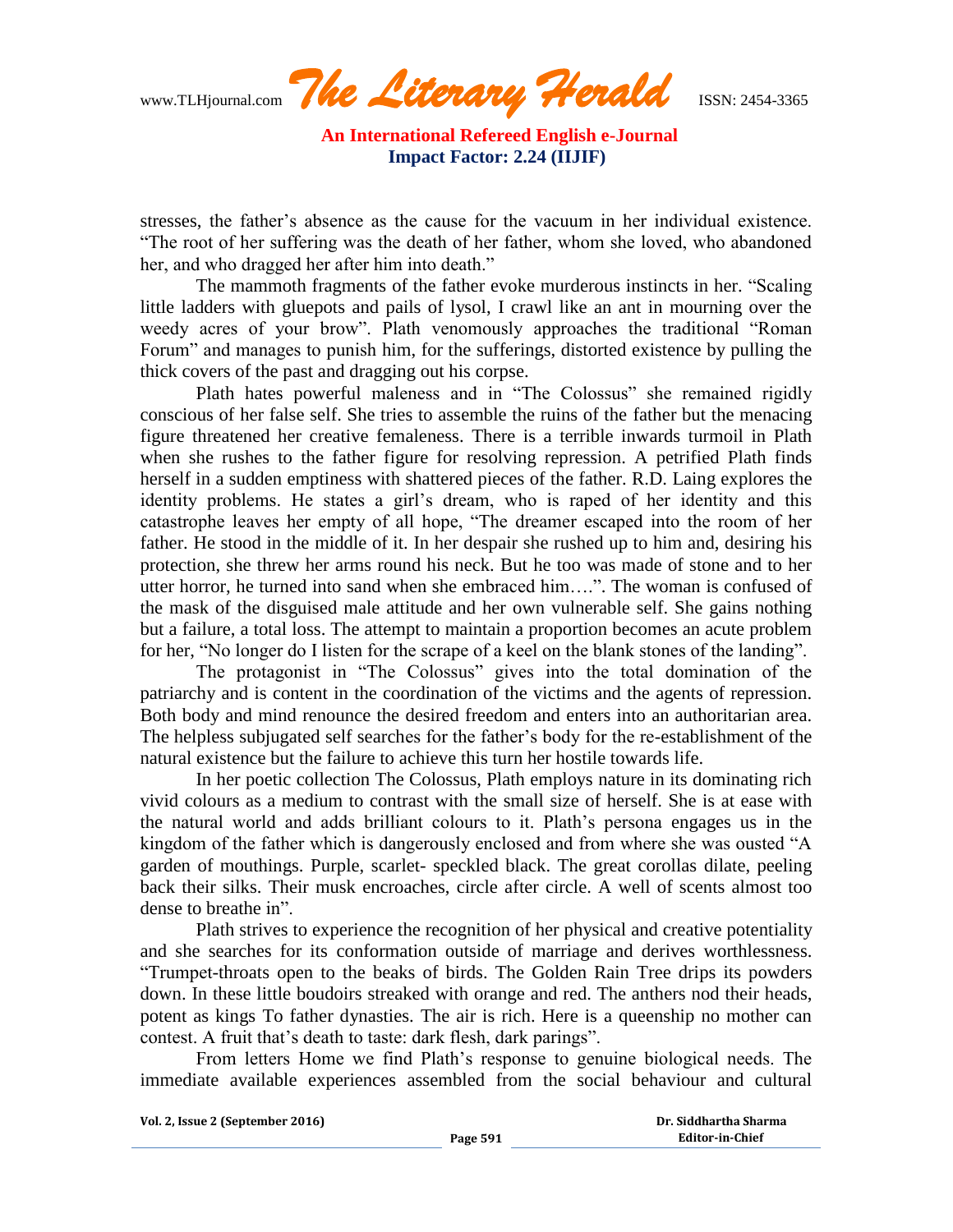stresses, the father's absence as the cause for the vacuum in her individual existence. "The root of her suffering was the death of her father, whom she loved, who abandoned her, and who dragged her after him into death."

The mammoth fragments of the father evoke murderous instincts in her. "Scaling little ladders with gluepots and pails of lysol, I crawl like an ant in mourning over the weedy acres of your brow". Plath venomously approaches the traditional "Roman Forum" and manages to punish him, for the sufferings, distorted existence by pulling the thick covers of the past and dragging out his corpse.

Plath hates powerful maleness and in "The Colossus" she remained rigidly conscious of her false self. She tries to assemble the ruins of the father but the menacing figure threatened her creative femaleness. There is a terrible inwards turmoil in Plath when she rushes to the father figure for resolving repression. A petrified Plath finds herself in a sudden emptiness with shattered pieces of the father. R.D. Laing explores the identity problems. He states a girl's dream, who is raped of her identity and this catastrophe leaves her empty of all hope, "The dreamer escaped into the room of her father. He stood in the middle of it. In her despair she rushed up to him and, desiring his protection, she threw her arms round his neck. But he too was made of stone and to her utter horror, he turned into sand when she embraced him….". The woman is confused of the mask of the disguised male attitude and her own vulnerable self. She gains nothing but a failure, a total loss. The attempt to maintain a proportion becomes an acute problem for her, "No longer do I listen for the scrape of a keel on the blank stones of the landing".

The protagonist in "The Colossus" gives into the total domination of the patriarchy and is content in the coordination of the victims and the agents of repression. Both body and mind renounce the desired freedom and enters into an authoritarian area. The helpless subjugated self searches for the father's body for the re-establishment of the natural existence but the failure to achieve this turn her hostile towards life.

In her poetic collection The Colossus, Plath employs nature in its dominating rich vivid colours as a medium to contrast with the small size of herself. She is at ease with the natural world and adds brilliant colours to it. Plath's persona engages us in the kingdom of the father which is dangerously enclosed and from where she was ousted "A garden of mouthings. Purple, scarlet- speckled black. The great corollas dilate, peeling back their silks. Their musk encroaches, circle after circle. A well of scents almost too dense to breathe in".

Plath strives to experience the recognition of her physical and creative potentiality and she searches for its conformation outside of marriage and derives worthlessness. "Trumpet-throats open to the beaks of birds. The Golden Rain Tree drips its powders down. In these little boudoirs streaked with orange and red. The anthers nod their heads, potent as kings To father dynasties. The air is rich. Here is a queenship no mother can contest. A fruit that's death to taste: dark flesh, dark parings".

From letters Home we find Plath's response to genuine biological needs. The immediate available experiences assembled from the social behaviour and cultural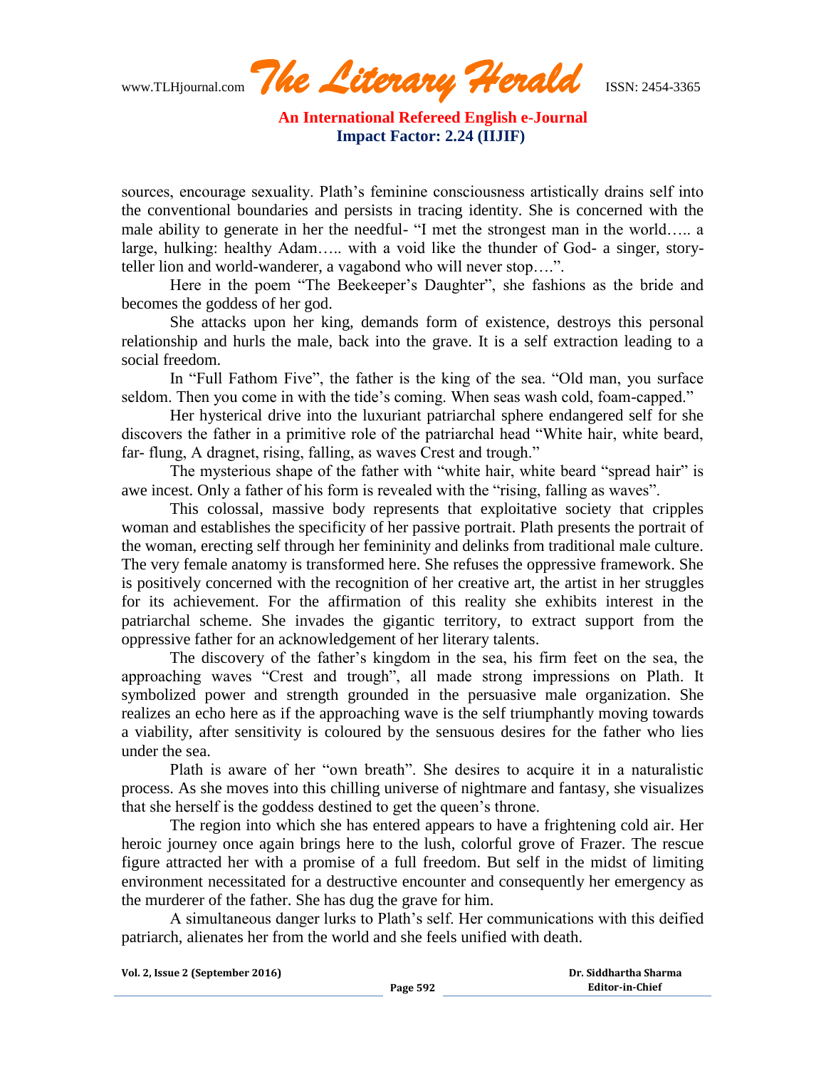sources, encourage sexuality. Plath's feminine consciousness artistically drains self into the conventional boundaries and persists in tracing identity. She is concerned with the male ability to generate in her the needful- "I met the strongest man in the world….. a large, hulking: healthy Adam….. with a void like the thunder of God- a singer, story-teller lion and world-wanderer, a vagabond who will never stop….".

Here in the poem "The Beekeeper's Daughter", she fashions as the bride and becomes the goddess of her god.

She attacks upon her king, demands form of existence, destroys this personal relationship and hurls the male, back into the grave. It is a self extraction leading to a social freedom.

In "Full Fathom Five", the father is the king of the sea. "Old man, you surface seldom. Then you come in with the tide's coming. When seas wash cold, foam-capped."

Her hysterical drive into the luxuriant patriarchal sphere endangered self for she discovers the father in a primitive role of the patriarchal head "White hair, white beard, far- flung, A dragnet, rising, falling, as waves Crest and trough."

The mysterious shape of the father with "white hair, white beard "spread hair" is awe incest. Only a father of his form is revealed with the "rising, falling as waves".

This colossal, massive body represents that exploitative society that cripples woman and establishes the specificity of her passive portrait. Plath presents the portrait of the woman, erecting self through her femininity and delinks from traditional male culture. The very female anatomy is transformed here. She refuses the oppressive framework. She is positively concerned with the recognition of her creative art, the artist in her struggles for its achievement. For the affirmation of this reality she exhibits interest in the patriarchal scheme. She invades the gigantic territory, to extract support from the oppressive father for an acknowledgement of her literary talents.

The discovery of the father's kingdom in the sea, his firm feet on the sea, the approaching waves "Crest and trough", all made strong impressions on Plath. It symbolized power and strength grounded in the persuasive male organization. She realizes an echo here as if the approaching wave is the self triumphantly moving towards a viability, after sensitivity is coloured by the sensuous desires for the father who lies under the sea.

Plath is aware of her "own breath". She desires to acquire it in a naturalistic process. As she moves into this chilling universe of nightmare and fantasy, she visualizes that she herself is the goddess destined to get the queen's throne.

The region into which she has entered appears to have a frightening cold air. Her heroic journey once again brings here to the lush, colorful grove of Frazer. The rescue figure attracted her with a promise of a full freedom. But self in the midst of limiting environment necessitated for a destructive encounter and consequently her emergency as the murderer of the father. She has dug the grave for him.

A simultaneous danger lurks to Plath's self. Her communications with this deified patriarch, alienates her from the world and she feels unified with death.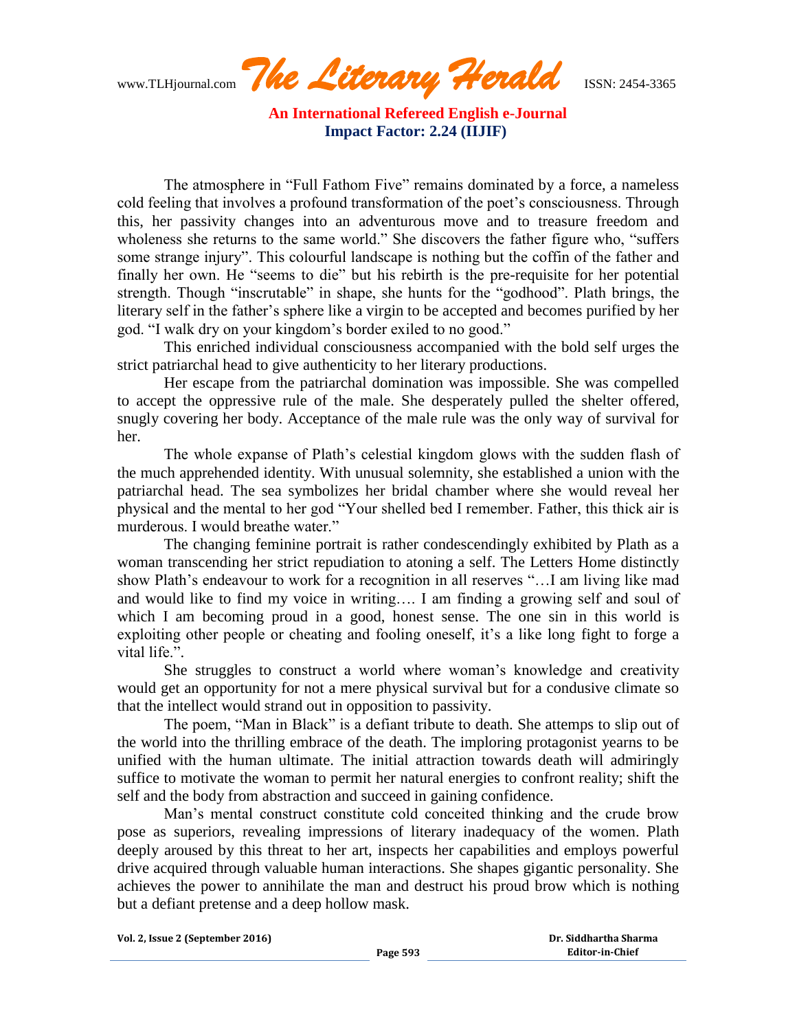The atmosphere in "Full Fathom Five" remains dominated by a force, a nameless cold feeling that involves a profound transformation of the poet's consciousness. Through this, her passivity changes into an adventurous move and to treasure freedom and wholeness she returns to the same world." She discovers the father figure who, "suffers some strange injury". This colourful landscape is nothing but the coffin of the father and finally her own. He "seems to die" but his rebirth is the pre-requisite for her potential strength. Though "inscrutable" in shape, she hunts for the "godhood". Plath brings, the literary self in the father's sphere like a virgin to be accepted and becomes purified by her god. "I walk dry on your kingdom's border exiled to no good."

This enriched individual consciousness accompanied with the bold self urges the strict patriarchal head to give authenticity to her literary productions.

Her escape from the patriarchal domination was impossible. She was compelled to accept the oppressive rule of the male. She desperately pulled the shelter offered, snugly covering her body. Acceptance of the male rule was the only way of survival for her.

The whole expanse of Plath's celestial kingdom glows with the sudden flash of the much apprehended identity. With unusual solemnity, she established a union with the patriarchal head. The sea symbolizes her bridal chamber where she would reveal her physical and the mental to her god "Your shelled bed I remember. Father, this thick air is murderous. I would breathe water."

The changing feminine portrait is rather condescendingly exhibited by Plath as a woman transcending her strict repudiation to atoning a self. The Letters Home distinctly show Plath's endeavour to work for a recognition in all reserves "…I am living like mad and would like to find my voice in writing…. I am finding a growing self and soul of which I am becoming proud in a good, honest sense. The one sin in this world is exploiting other people or cheating and fooling oneself, it's a like long fight to forge a vital life.".

She struggles to construct a world where woman's knowledge and creativity would get an opportunity for not a mere physical survival but for a condusive climate so that the intellect would strand out in opposition to passivity.

The poem, "Man in Black" is a defiant tribute to death. She attemps to slip out of the world into the thrilling embrace of the death. The imploring protagonist yearns to be unified with the human ultimate. The initial attraction towards death will admiringly suffice to motivate the woman to permit her natural energies to confront reality; shift the self and the body from abstraction and succeed in gaining confidence.

Man's mental construct constitute cold conceited thinking and the crude brow pose as superiors, revealing impressions of literary inadequacy of the women. Plath deeply aroused by this threat to her art, inspects her capabilities and employs powerful drive acquired through valuable human interactions. She shapes gigantic personality. She achieves the power to annihilate the man and destruct his proud brow which is nothing but a defiant pretense and a deep hollow mask.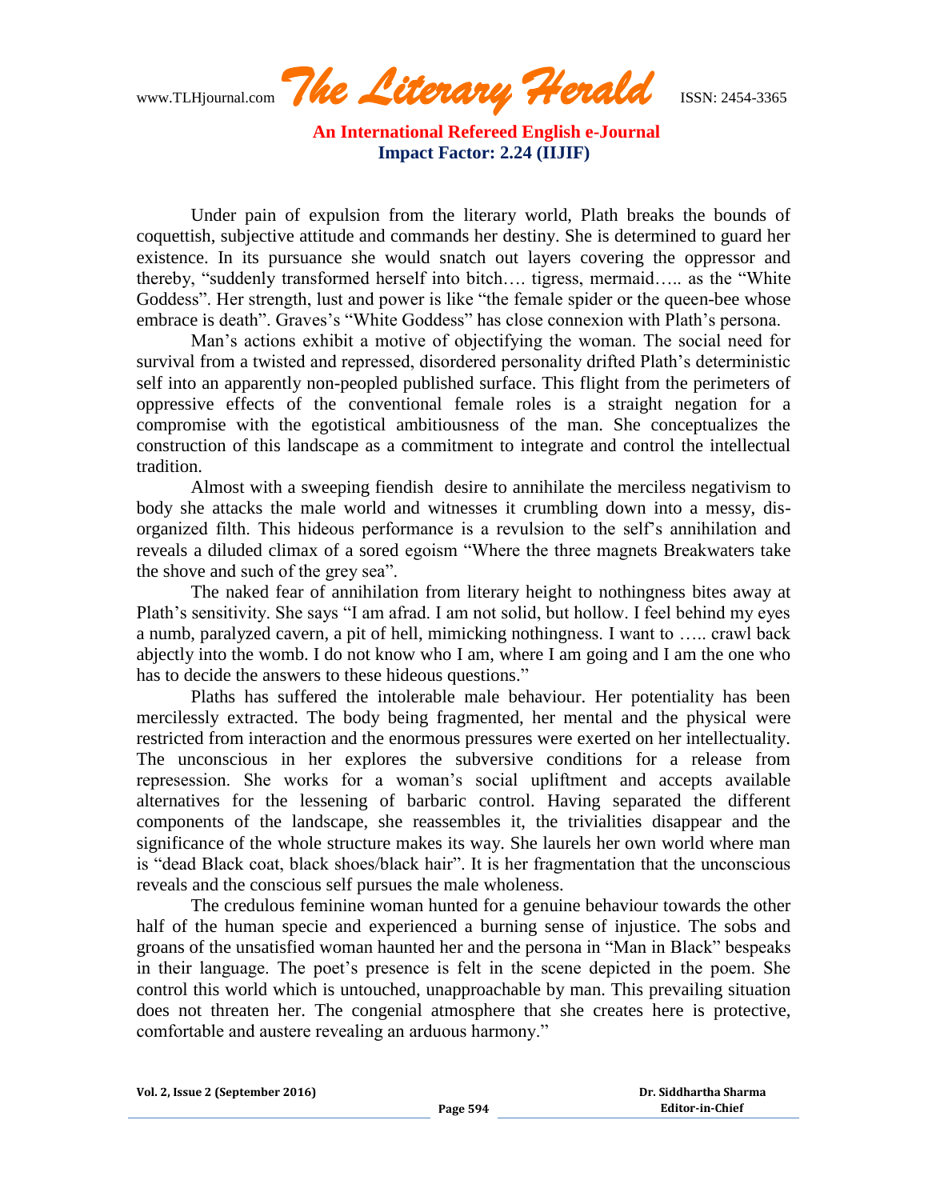Under pain of expulsion from the literary world, Plath breaks the bounds of coquettish, subjective attitude and commands her destiny. She is determined to guard her existence. In its pursuance she would snatch out layers covering the oppressor and thereby, "suddenly transformed herself into bitch…. tigress, mermaid….. as the "White Goddess". Her strength, lust and power is like "the female spider or the queen-bee whose embrace is death". Graves's "White Goddess" has close connexion with Plath's persona.

Man's actions exhibit a motive of objectifying the woman. The social need for survival from a twisted and repressed, disordered personality drifted Plath's deterministic self into an apparently non-peopled published surface. This flight from the perimeters of oppressive effects of the conventional female roles is a straight negation for a compromise with the egotistical ambitiousness of the man. She conceptualizes the construction of this landscape as a commitment to integrate and control the intellectual tradition.

Almost with a sweeping fiendish desire to annihilate the merciless negativism to body she attacks the male world and witnesses it crumbling down into a messy, dis-organized filth. This hideous performance is a revulsion to the self's annihilation and reveals a diluded climax of a sored egoism "Where the three magnets Breakwaters take the shove and such of the grey sea".

The naked fear of annihilation from literary height to nothingness bites away at Plath's sensitivity. She says "I am afrad. I am not solid, but hollow. I feel behind my eyes a numb, paralyzed cavern, a pit of hell, mimicking nothingness. I want to ….. crawl back abjectly into the womb. I do not know who I am, where I am going and I am the one who has to decide the answers to these hideous questions."

Plaths has suffered the intolerable male behaviour. Her potentiality has been mercilessly extracted. The body being fragmented, her mental and the physical were restricted from interaction and the enormous pressures were exerted on her intellectuality. The unconscious in her explores the subversive conditions for a release from represession. She works for a woman's social upliftment and accepts available alternatives for the lessening of barbaric control. Having separated the different components of the landscape, she reassembles it, the trivialities disappear and the significance of the whole structure makes its way. She laurels her own world where man is "dead Black coat, black shoes/black hair". It is her fragmentation that the unconscious reveals and the conscious self pursues the male wholeness.

The credulous feminine woman hunted for a genuine behaviour towards the other half of the human specie and experienced a burning sense of injustice. The sobs and groans of the unsatisfied woman haunted her and the persona in "Man in Black" bespeaks in their language. The poet's presence is felt in the scene depicted in the poem. She control this world which is untouched, unapproachable by man. This prevailing situation does not threaten her. The congenial atmosphere that she creates here is protective, comfortable and austere revealing an arduous harmony."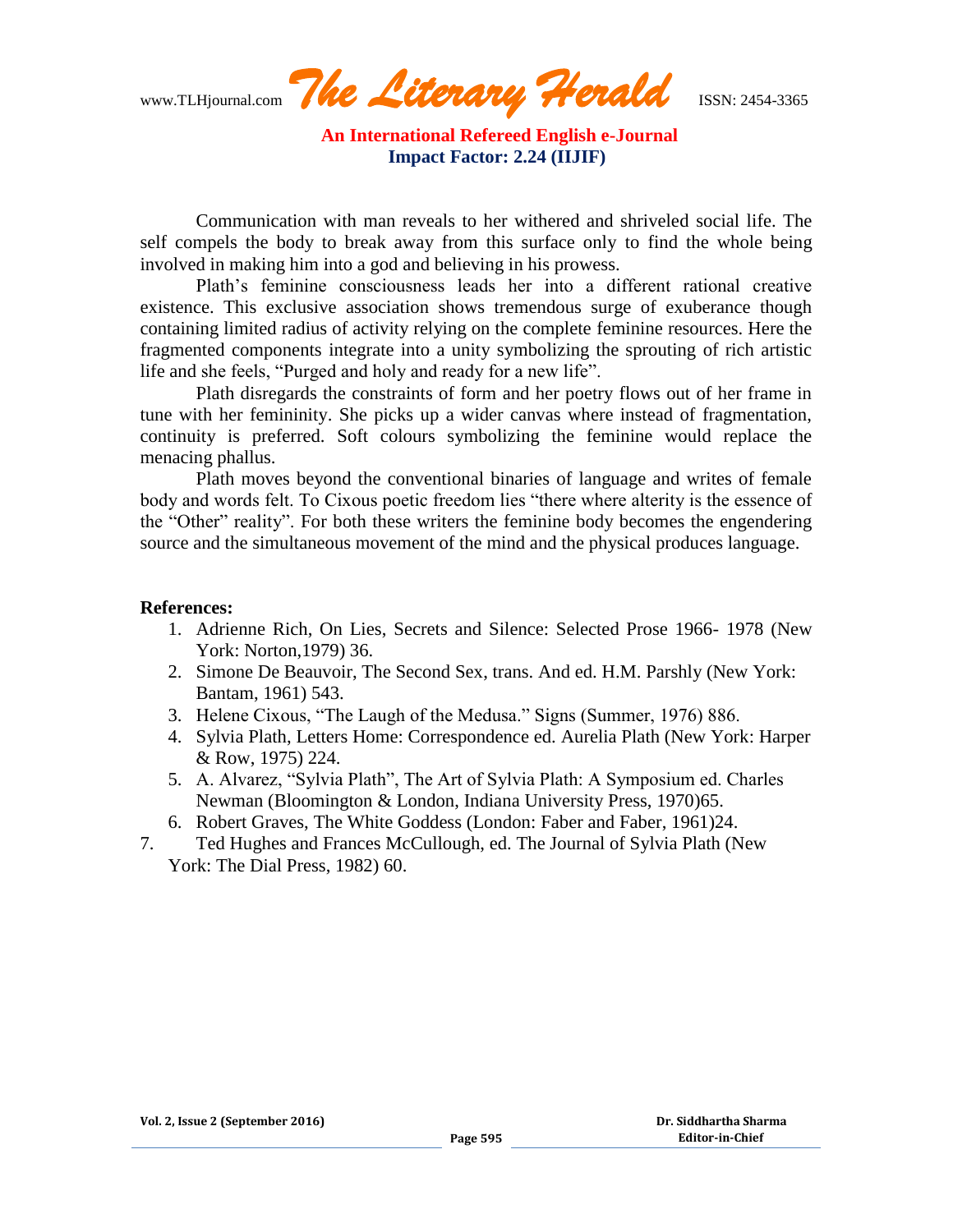Communication with man reveals to her withered and shriveled social life. The self compels the body to break away from this surface only to find the whole being involved in making him into a god and believing in his prowess.

Plath's feminine consciousness leads her into a different rational creative existence. This exclusive association shows tremendous surge of exuberance though containing limited radius of activity relying on the complete feminine resources. Here the fragmented components integrate into a unity symbolizing the sprouting of rich artistic life and she feels, "Purged and holy and ready for a new life".

Plath disregards the constraints of form and her poetry flows out of her frame in tune with her femininity. She picks up a wider canvas where instead of fragmentation, continuity is preferred. Soft colours symbolizing the feminine would replace the menacing phallus.

Plath moves beyond the conventional binaries of language and writes of female body and words felt. To Cixous poetic freedom lies "there where alterity is the essence of the "Other" reality". For both these writers the feminine body becomes the engendering source and the simultaneous movement of the mind and the physical produces language.

**References:**

1. Adrienne Rich, On Lies, Secrets and Silence: Selected Prose 1966- 1978 (New York: Norton,1979) 36.
2. Simone De Beauvoir, The Second Sex, trans. And ed. H.M. Parshly (New York: Bantam, 1961) 543.
3. Helene Cixous, "The Laugh of the Medusa." Signs (Summer, 1976) 886.
4. Sylvia Plath, Letters Home: Correspondence ed. Aurelia Plath (New York: Harper & Row, 1975) 224.
5. A. Alvarez, "Sylvia Plath", The Art of Sylvia Plath: A Symposium ed. Charles Newman (Bloomington & London, Indiana University Press, 1970)65.
6. Robert Graves, The White Goddess (London: Faber and Faber, 1961)24.
7. Ted Hughes and Frances McCullough, ed. The Journal of Sylvia Plath (New York: The Dial Press, 1982) 60.